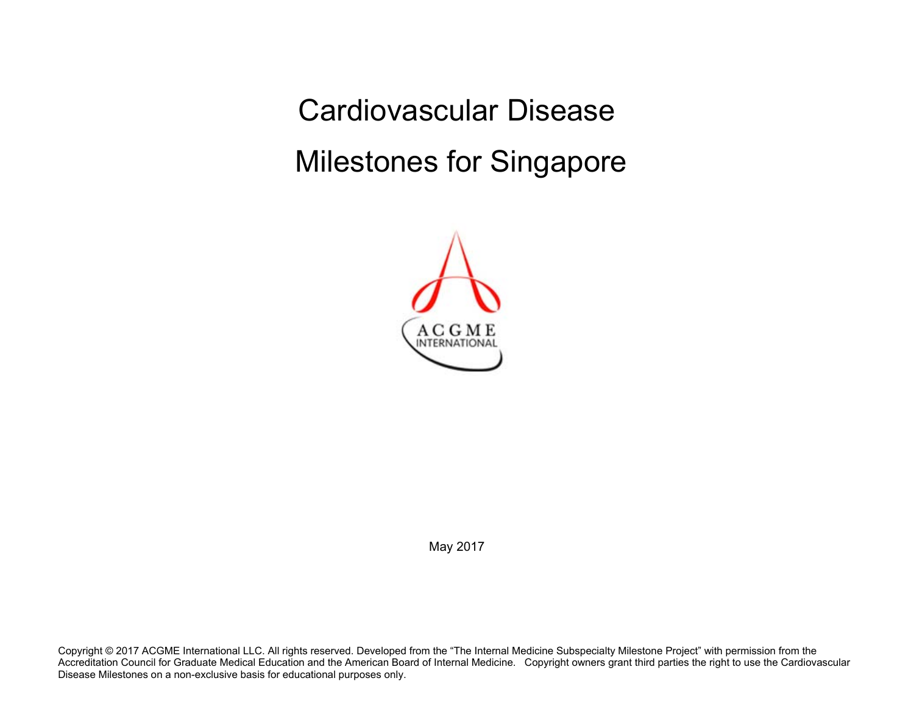# Cardiovascular Disease

# Milestones for Singapore

ACGME INTERNATIONAL

May 2017

Copyright © 2017 ACGME International LLC. All rights reserved. Developed from the "The Internal Medicine Subspecialty Milestone Project" with permission from the Accreditation Council for Graduate Medical Education and the American Board of Internal Medicine. Copyright owners grant third parties the right to use the Cardiovascular Disease Milestones on a non-exclusive basis for educational purposes only.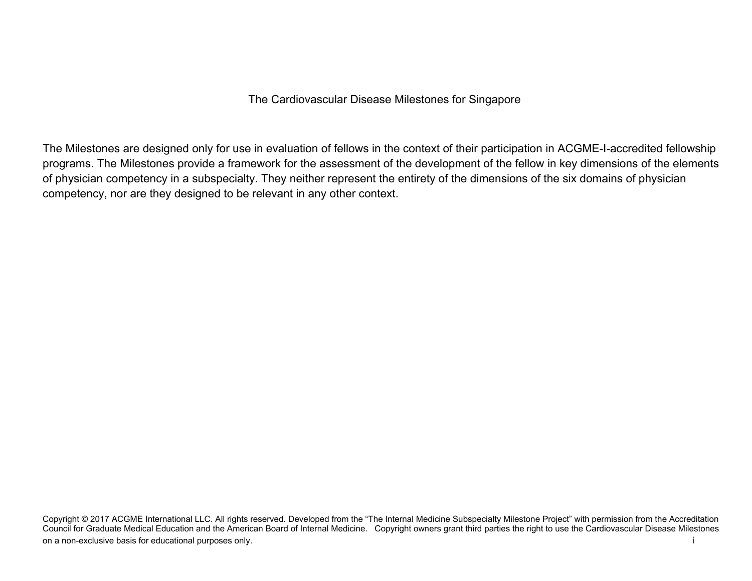The Cardiovascular Disease Milestones for Singapore

The Milestones are designed only for use in evaluation of fellows in the context of their participation in ACGME-I-accredited fellowship programs. The Milestones provide a framework for the assessment of the development of the fellow in key dimensions of the elements of physician competency in a subspecialty. They neither represent the entirety of the dimensions of the six domains of physician competency, nor are they designed to be relevant in any other context.

Copyright © 2017 ACGME International LLC. All rights reserved. Developed from the "The Internal Medicine Subspecialty Milestone Project" with permission from the Accreditation Council for Graduate Medical Education and the American Board of Internal Medicine. Copyright owners grant third parties the right to use the Cardiovascular Disease Milestones on a non-exclusive basis for educational purposes only.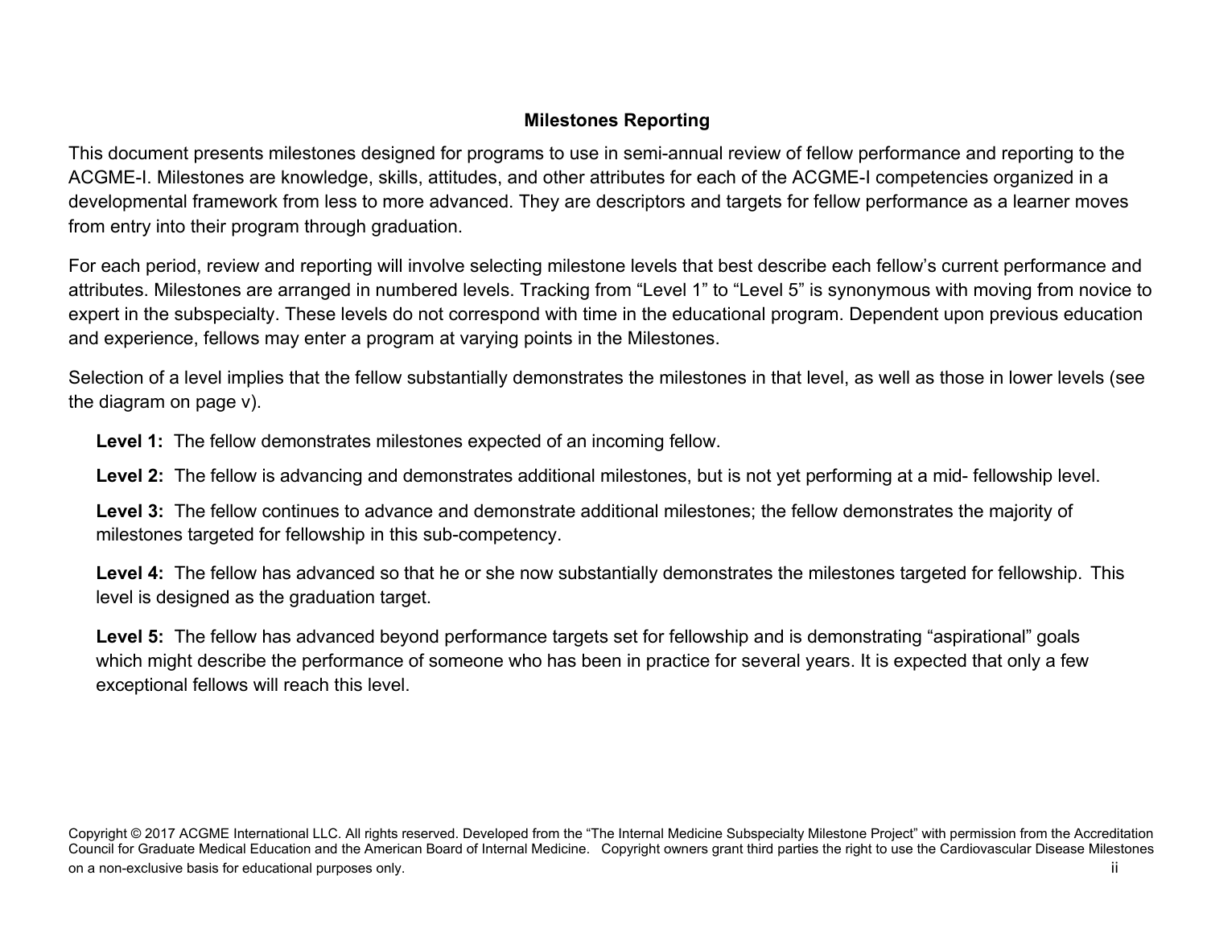## Milestones Reporting

This document presents milestones designed for programs to use in semi-annual review of fellow performance and reporting to the ACGME-I. Milestones are knowledge, skills, attitudes, and other attributes for each of the ACGME-I competencies organized in a developmental framework from less to more advanced. They are descriptors and targets for fellow performance as a learner moves from entry into their program through graduation.

For each period, review and reporting will involve selecting milestone levels that best describe each fellow's current performance and attributes. Milestones are arranged in numbered levels. Tracking from "Level 1" to "Level 5" is synonymous with moving from novice to expert in the subspecialty. These levels do not correspond with time in the educational program. Dependent upon previous education and experience, fellows may enter a program at varying points in the Milestones.

Selection of a level implies that the fellow substantially demonstrates the milestones in that level, as well as those in lower levels (see the diagram on page v).

**Level 1:** The fellow demonstrates milestones expected of an incoming fellow.

**Level 2:** The fellow is advancing and demonstrates additional milestones, but is not yet performing at a mid- fellowship level.

**Level 3:** The fellow continues to advance and demonstrate additional milestones; the fellow demonstrates the majority of milestones targeted for fellowship in this sub-competency.

**Level 4:** The fellow has advanced so that he or she now substantially demonstrates the milestones targeted for fellowship. This level is designed as the graduation target.

**Level 5:** The fellow has advanced beyond performance targets set for fellowship and is demonstrating "aspirational" goals which might describe the performance of someone who has been in practice for several years. It is expected that only a few exceptional fellows will reach this level.

Copyright © 2017 ACGME International LLC. All rights reserved. Developed from the "The Internal Medicine Subspecialty Milestone Project" with permission from the Accreditation Council for Graduate Medical Education and the American Board of Internal Medicine. Copyright owners grant third parties the right to use the Cardiovascular Disease Milestones on a non-exclusive basis for educational purposes only.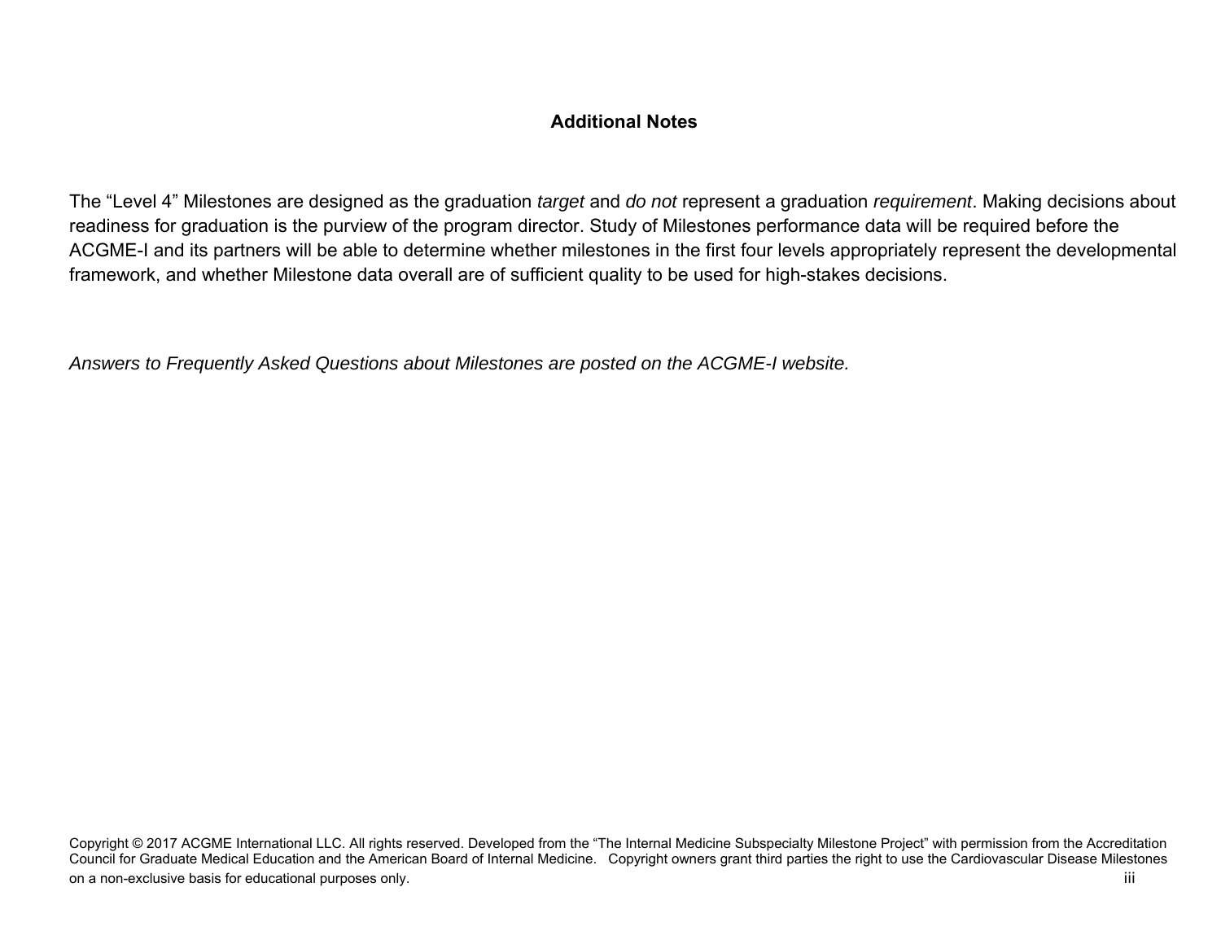## Additional Notes

The “Level 4” Milestones are designed as the graduation *target* and *do not* represent a graduation *requirement*. Making decisions about readiness for graduation is the purview of the program director. Study of Milestones performance data will be required before the ACGME-I and its partners will be able to determine whether milestones in the first four levels appropriately represent the developmental framework, and whether Milestone data overall are of sufficient quality to be used for high-stakes decisions.

*Answers to Frequently Asked Questions about Milestones are posted on the ACGME-I website.*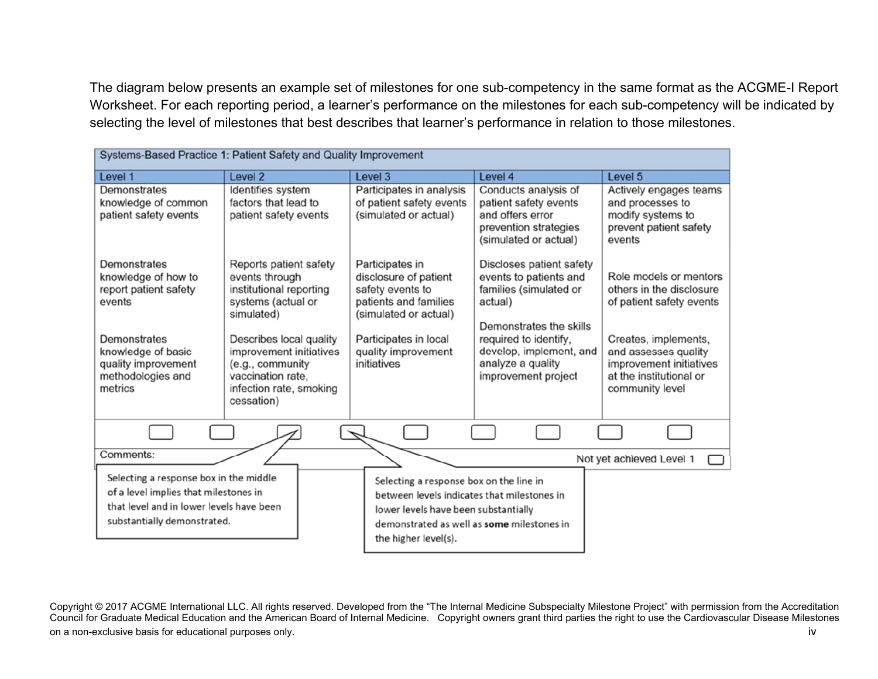The diagram below presents an example set of milestones for one sub-competency in the same format as the ACGME-I Report Worksheet. For each reporting period, a learner's performance on the milestones for each sub-competency will be indicated by selecting the level of milestones that best describes that learner's performance in relation to those milestones.

**Systems-Based Practice 1: Patient Safety and Quality Improvement**

| Level 1 | Level 2 | Level 3 | Level 4 | Level 5 |
|---|---|---|---|---|
| Demonstrates knowledge of common patient safety events | Identifies system factors that lead to patient safety events | Participates in analysis of patient safety events (simulated or actual) | Conducts analysis of patient safety events and offers error prevention strategies (simulated or actual) | Actively engages teams and processes to modify systems to prevent patient safety events |
| Demonstrates knowledge of how to report patient safety events | Reports patient safety events through institutional reporting systems (actual or simulated) | Participates in disclosure of patient safety events to patients and families (simulated or actual) | Discloses patient safety events to patients and families (simulated or actual) | Role models or mentors others in the disclosure of patient safety events |
| Demonstrates knowledge of basic quality improvement methodologies and metrics | Describes local quality improvement initiatives (e.g., community vaccination rate, infection rate, smoking cessation) | Participates in local quality improvement initiatives | Demonstrates the skills required to identify, develop, implement, and analyze a quality improvement project | Creates, implements, and assesses quality improvement initiatives at the institutional or community level |

Comments:

Not yet achieved Level 1

Selecting a response box in the middle of a level implies that milestones in that level and in lower levels have been substantially demonstrated.

Selecting a response box on the line in between levels indicates that milestones in lower levels have been substantially demonstrated as well as **some** milestones in the higher level(s).

Copyright © 2017 ACGME International LLC. All rights reserved. Developed from the "The Internal Medicine Subspecialty Milestone Project" with permission from the Accreditation Council for Graduate Medical Education and the American Board of Internal Medicine. Copyright owners grant third parties the right to use the Cardiovascular Disease Milestones on a non-exclusive basis for educational purposes only.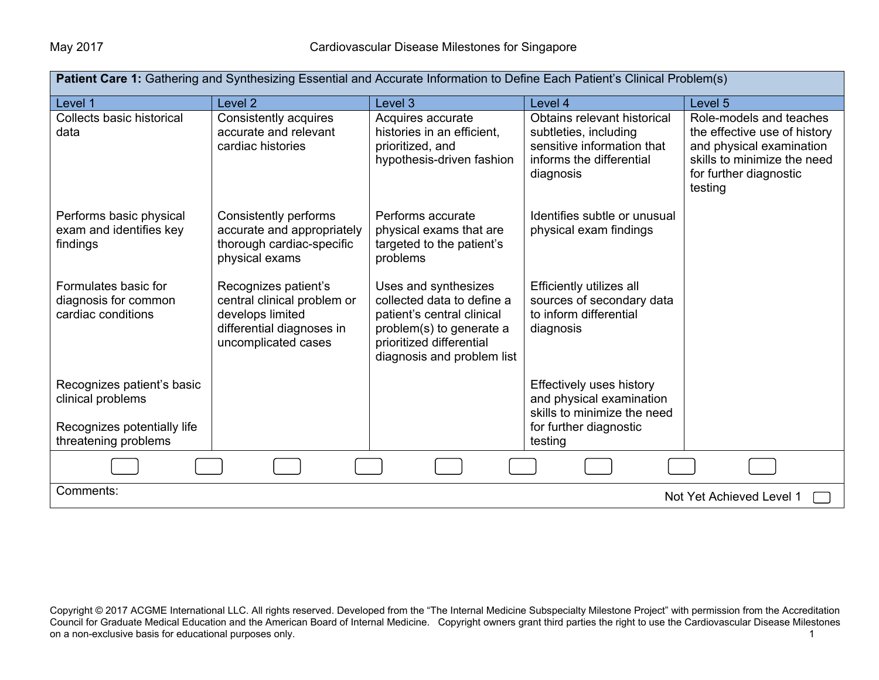| **Patient Care 1:** Gathering and Synthesizing Essential and Accurate Information to Define Each Patient's Clinical Problem(s) | | | | |
|---|---|---|---|---|
| Level 1 | Level 2 | Level 3 | Level 4 | Level 5 |
| Collects basic historical data | Consistently acquires accurate and relevant cardiac histories | Acquires accurate histories in an efficient, prioritized, and hypothesis-driven fashion | Obtains relevant historical subtleties, including sensitive information that informs the differential diagnosis | Role-models and teaches the effective use of history and physical examination skills to minimize the need for further diagnostic testing |
| Performs basic physical exam and identifies key findings | Consistently performs accurate and appropriately thorough cardiac-specific physical exams | Performs accurate physical exams that are targeted to the patient's problems | Identifies subtle or unusual physical exam findings | |
| Formulates basic for diagnosis for common cardiac conditions | Recognizes patient's central clinical problem or develops limited differential diagnoses in uncomplicated cases | Uses and synthesizes collected data to define a patient's central clinical problem(s) to generate a prioritized differential diagnosis and problem list | Efficiently utilizes all sources of secondary data to inform differential diagnosis | |
| Recognizes patient's basic clinical problems<br><br>Recognizes potentially life threatening problems | | | Effectively uses history and physical examination skills to minimize the need for further diagnostic testing | |

Comments:

Not Yet Achieved Level 1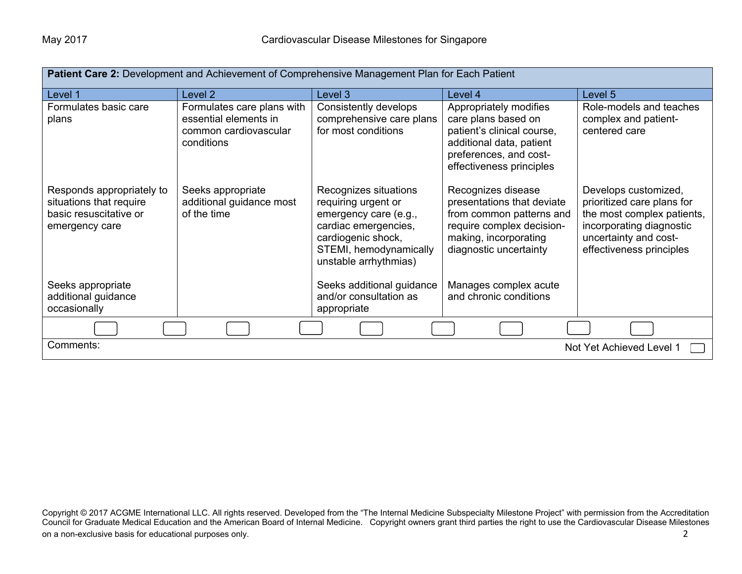| **Patient Care 2:** Development and Achievement of Comprehensive Management Plan for Each Patient | | | | |
|---|---|---|---|---|
| Level 1 | Level 2 | Level 3 | Level 4 | Level 5 |
| Formulates basic care plans | Formulates care plans with essential elements in common cardiovascular conditions | Consistently develops comprehensive care plans for most conditions | Appropriately modifies care plans based on patient's clinical course, additional data, patient preferences, and cost-effectiveness principles | Role-models and teaches complex and patient-centered care |
| Responds appropriately to situations that require basic resuscitative or emergency care | Seeks appropriate additional guidance most of the time | Recognizes situations requiring urgent or emergency care (e.g., cardiac emergencies, cardiogenic shock, STEMI, hemodynamically unstable arrhythmias) | Recognizes disease presentations that deviate from common patterns and require complex decision-making, incorporating diagnostic uncertainty | Develops customized, prioritized care plans for the most complex patients, incorporating diagnostic uncertainty and cost-effectiveness principles |
| Seeks appropriate additional guidance occasionally | | Seeks additional guidance and/or consultation as appropriate | Manages complex acute and chronic conditions | |

Comments:

Not Yet Achieved Level 1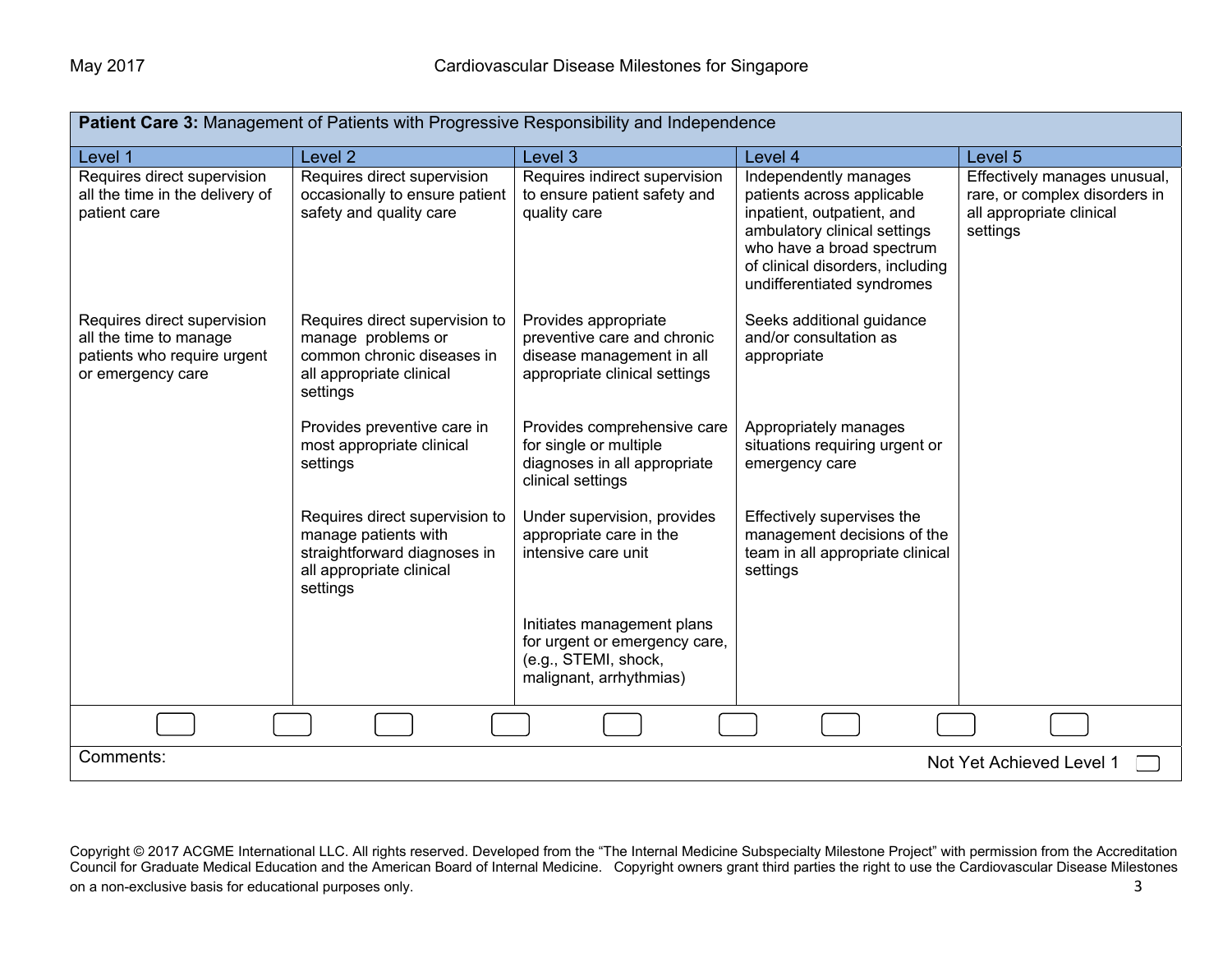| **Patient Care 3:** Management of Patients with Progressive Responsibility and Independence | | | | |
|---|---|---|---|---|
| Level 1 | Level 2 | Level 3 | Level 4 | Level 5 |
| Requires direct supervision all the time in the delivery of patient care | Requires direct supervision occasionally to ensure patient safety and quality care | Requires indirect supervision to ensure patient safety and quality care | Independently manages patients across applicable inpatient, outpatient, and ambulatory clinical settings who have a broad spectrum of clinical disorders, including undifferentiated syndromes | Effectively manages unusual, rare, or complex disorders in all appropriate clinical settings |
| Requires direct supervision all the time to manage patients who require urgent or emergency care | Requires direct supervision to manage problems or common chronic diseases in all appropriate clinical settings | Provides appropriate preventive care and chronic disease management in all appropriate clinical settings | Seeks additional guidance and/or consultation as appropriate | |
| | Provides preventive care in most appropriate clinical settings | Provides comprehensive care for single or multiple diagnoses in all appropriate clinical settings | Appropriately manages situations requiring urgent or emergency care | |
| | Requires direct supervision to manage patients with straightforward diagnoses in all appropriate clinical settings | Under supervision, provides appropriate care in the intensive care unit | Effectively supervises the management decisions of the team in all appropriate clinical settings | |
| | | Initiates management plans for urgent or emergency care, (e.g., STEMI, shock, malignant, arrhythmias) | | |

Comments:

Not Yet Achieved Level 1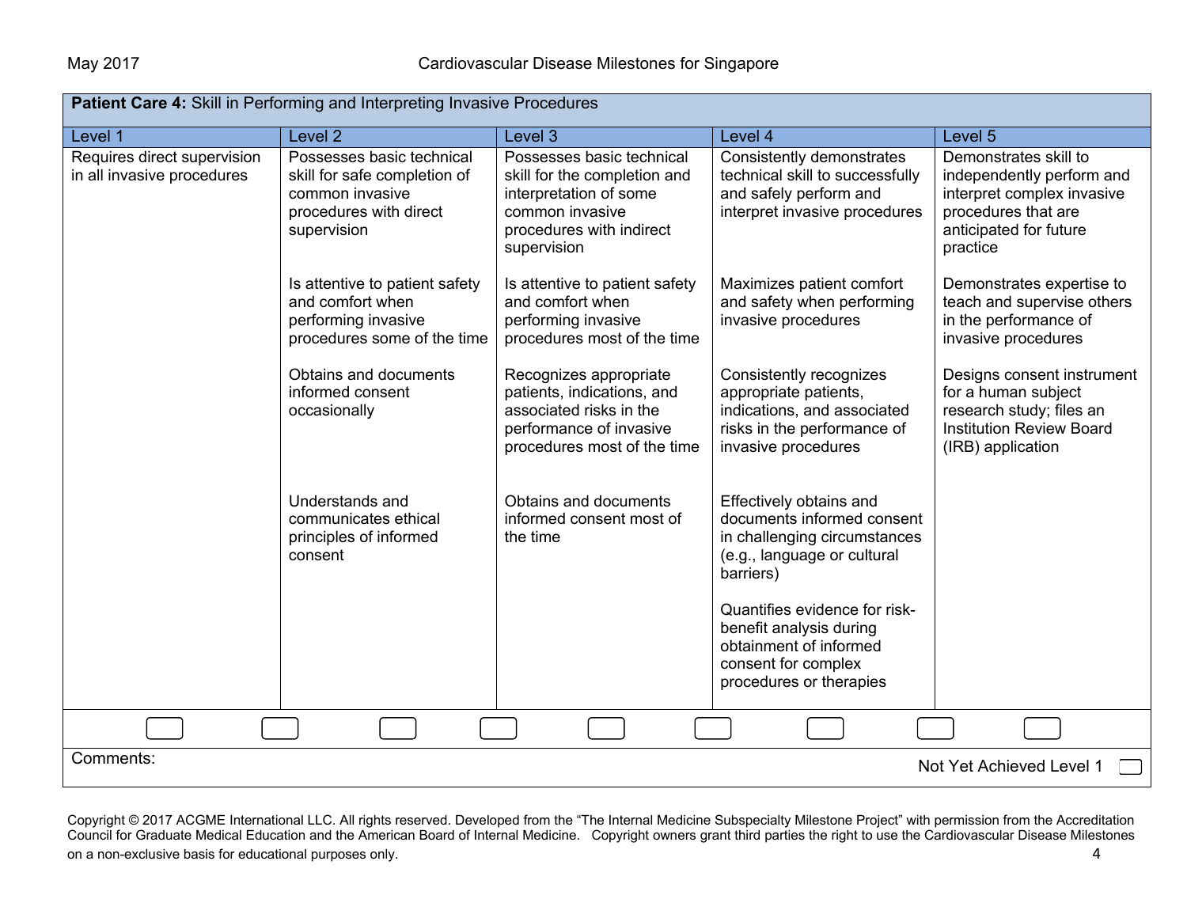| **Patient Care 4:** Skill in Performing and Interpreting Invasive Procedures | | | | |
|---|---|---|---|---|
| Level 1 | Level 2 | Level 3 | Level 4 | Level 5 |
| Requires direct supervision in all invasive procedures | Possesses basic technical skill for safe completion of common invasive procedures with direct supervision | Possesses basic technical skill for the completion and interpretation of some common invasive procedures with indirect supervision | Consistently demonstrates technical skill to successfully and safely perform and interpret invasive procedures | Demonstrates skill to independently perform and interpret complex invasive procedures that are anticipated for future practice |
| | Is attentive to patient safety and comfort when performing invasive procedures some of the time | Is attentive to patient safety and comfort when performing invasive procedures most of the time | Maximizes patient comfort and safety when performing invasive procedures | Demonstrates expertise to teach and supervise others in the performance of invasive procedures |
| | Obtains and documents informed consent occasionally | Recognizes appropriate patients, indications, and associated risks in the performance of invasive procedures most of the time | Consistently recognizes appropriate patients, indications, and associated risks in the performance of invasive procedures | Designs consent instrument for a human subject research study; files an Institution Review Board (IRB) application |
| | Understands and communicates ethical principles of informed consent | Obtains and documents informed consent most of the time | Effectively obtains and documents informed consent in challenging circumstances (e.g., language or cultural barriers) | |
| | | | Quantifies evidence for risk-benefit analysis during obtainment of informed consent for complex procedures or therapies | |

Comments:

Not Yet Achieved Level 1

Copyright © 2017 ACGME International LLC. All rights reserved. Developed from the "The Internal Medicine Subspecialty Milestone Project" with permission from the Accreditation Council for Graduate Medical Education and the American Board of Internal Medicine. Copyright owners grant third parties the right to use the Cardiovascular Disease Milestones on a non-exclusive basis for educational purposes only.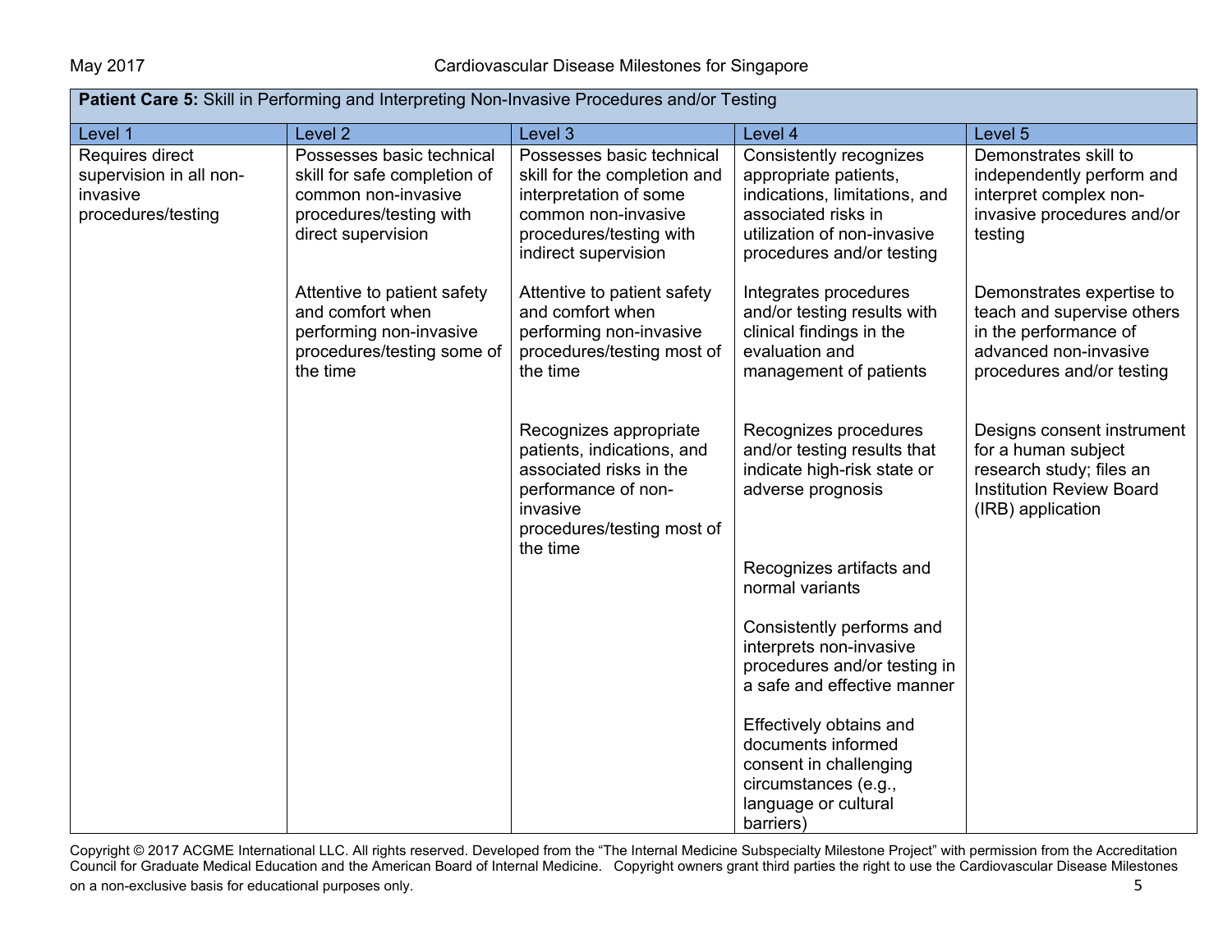| Patient Care 5: Skill in Performing and Interpreting Non-Invasive Procedures and/or Testing | | | | |
|---|---|---|---|---|
| Level 1 | Level 2 | Level 3 | Level 4 | Level 5 |
| Requires direct supervision in all non-invasive procedures/testing | Possesses basic technical skill for safe completion of common non-invasive procedures/testing with direct supervision<br><br>Attentive to patient safety and comfort when performing non-invasive procedures/testing some of the time | Possesses basic technical skill for the completion and interpretation of some common non-invasive procedures/testing with indirect supervision<br><br>Attentive to patient safety and comfort when performing non-invasive procedures/testing most of the time<br><br>Recognizes appropriate patients, indications, and associated risks in the performance of non-invasive procedures/testing most of the time | Consistently recognizes appropriate patients, indications, limitations, and associated risks in utilization of non-invasive procedures and/or testing<br><br>Integrates procedures and/or testing results with clinical findings in the evaluation and management of patients<br><br>Recognizes procedures and/or testing results that indicate high-risk state or adverse prognosis<br><br>Recognizes artifacts and normal variants<br><br>Consistently performs and interprets non-invasive procedures and/or testing in a safe and effective manner<br><br>Effectively obtains and documents informed consent in challenging circumstances (e.g., language or cultural barriers) | Demonstrates skill to independently perform and interpret complex non-invasive procedures and/or testing<br><br>Demonstrates expertise to teach and supervise others in the performance of advanced non-invasive procedures and/or testing<br><br>Designs consent instrument for a human subject research study; files an Institution Review Board (IRB) application |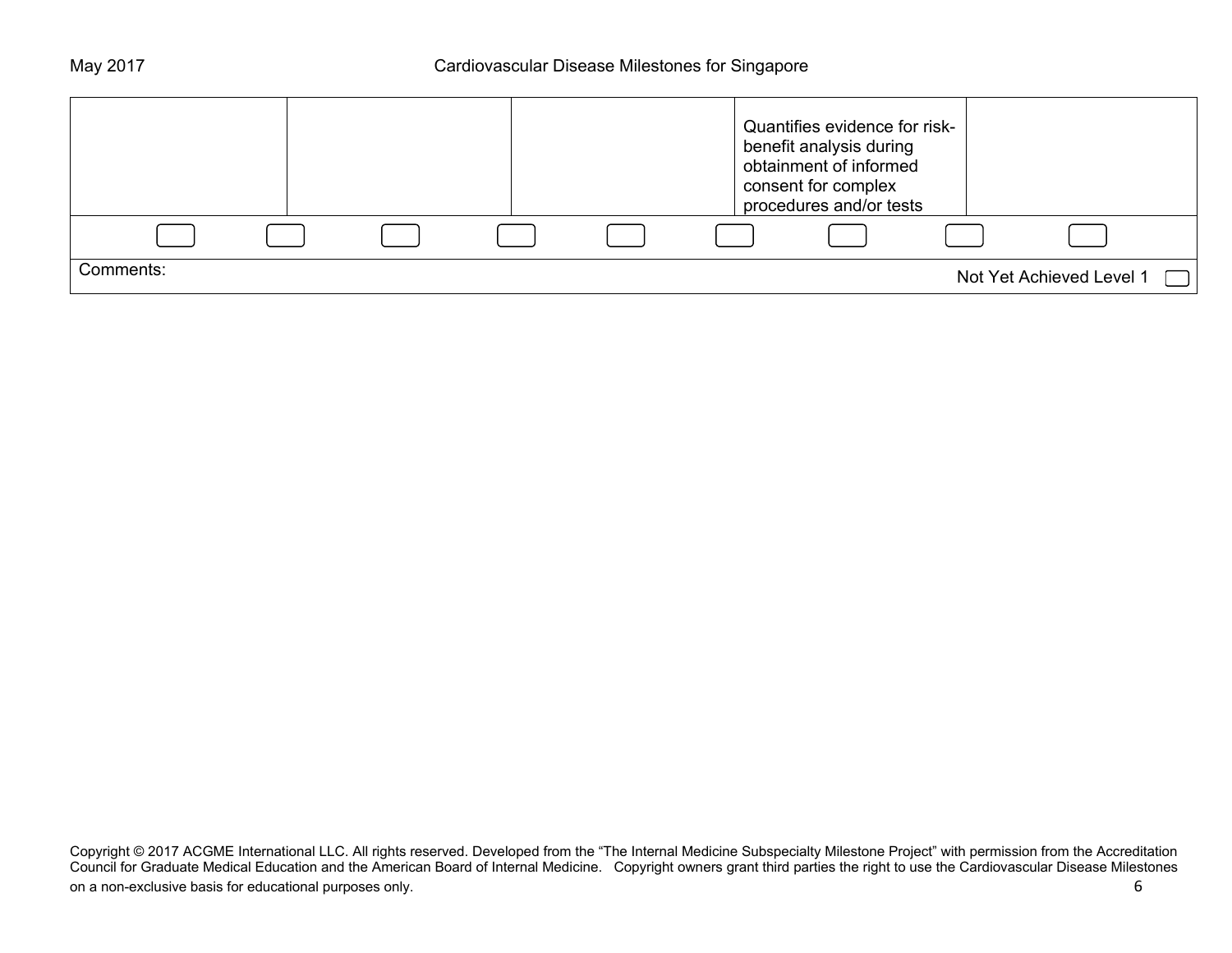| | | | | |
|---|---|---|---|---|
| | | | Quantifies evidence for risk-benefit analysis during obtainment of informed consent for complex procedures and/or tests | |

Comments:

Not Yet Achieved Level 1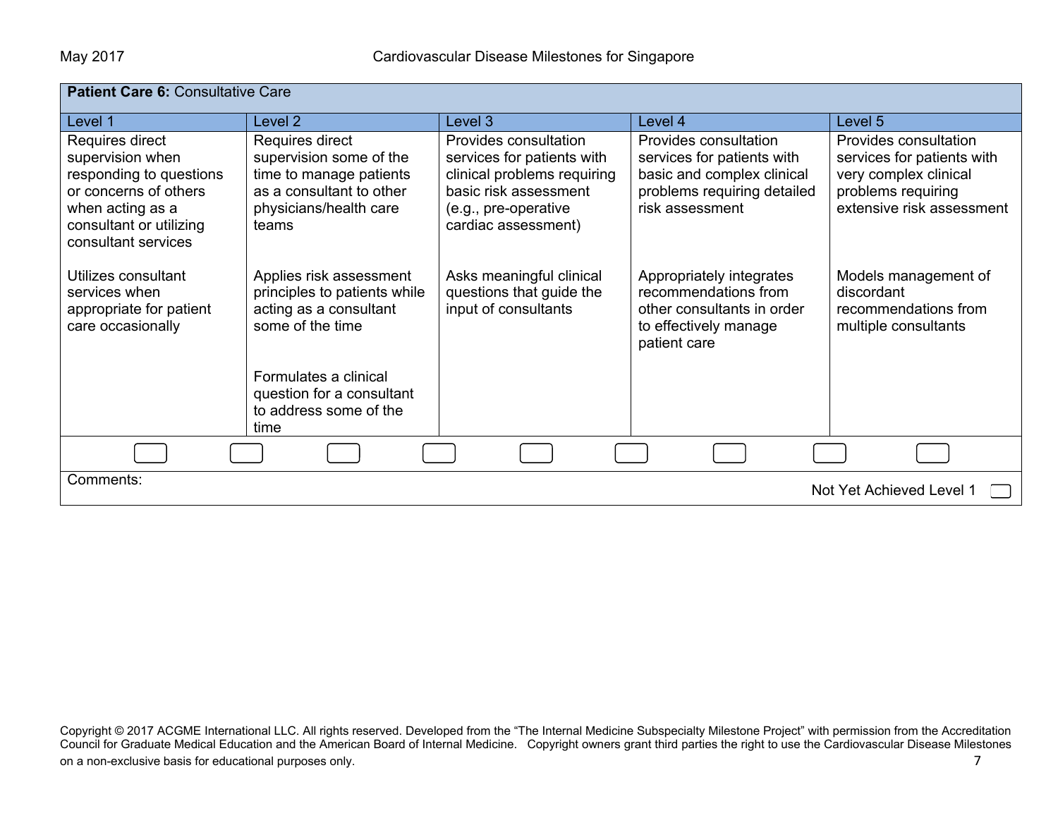| Patient Care 6: Consultative Care | | | | |
|---|---|---|---|---|
| Level 1 | Level 2 | Level 3 | Level 4 | Level 5 |
| Requires direct supervision when responding to questions or concerns of others when acting as a consultant or utilizing consultant services | Requires direct supervision some of the time to manage patients as a consultant to other physicians/health care teams | Provides consultation services for patients with clinical problems requiring basic risk assessment (e.g., pre-operative cardiac assessment) | Provides consultation services for patients with basic and complex clinical problems requiring detailed risk assessment | Provides consultation services for patients with very complex clinical problems requiring extensive risk assessment |
| Utilizes consultant services when appropriate for patient care occasionally | Applies risk assessment principles to patients while acting as a consultant some of the time | Asks meaningful clinical questions that guide the input of consultants | Appropriately integrates recommendations from other consultants in order to effectively manage patient care | Models management of discordant recommendations from multiple consultants |
| | Formulates a clinical question for a consultant to address some of the time | | | |

Comments:

Not Yet Achieved Level 1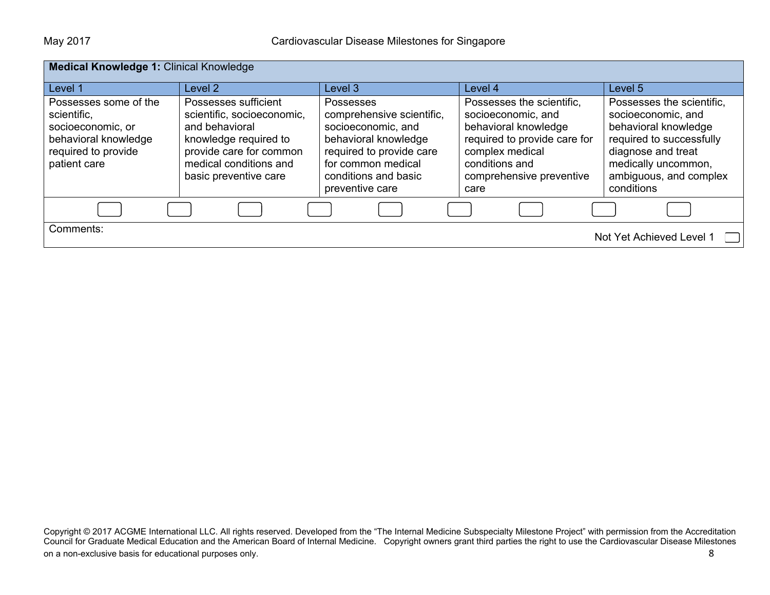| **Medical Knowledge 1:** Clinical Knowledge | | | | |
|---|---|---|---|---|
| Level 1 | Level 2 | Level 3 | Level 4 | Level 5 |
| Possesses some of the scientific, socioeconomic, or behavioral knowledge required to provide patient care | Possesses sufficient scientific, socioeconomic, and behavioral knowledge required to provide care for common medical conditions and basic preventive care | Possesses comprehensive scientific, socioeconomic, and behavioral knowledge required to provide care for common medical conditions and basic preventive care | Possesses the scientific, socioeconomic, and behavioral knowledge required to provide care for complex medical conditions and comprehensive preventive care | Possesses the scientific, socioeconomic, and behavioral knowledge required to successfully diagnose and treat medically uncommon, ambiguous, and complex conditions |

Comments:

Not Yet Achieved Level 1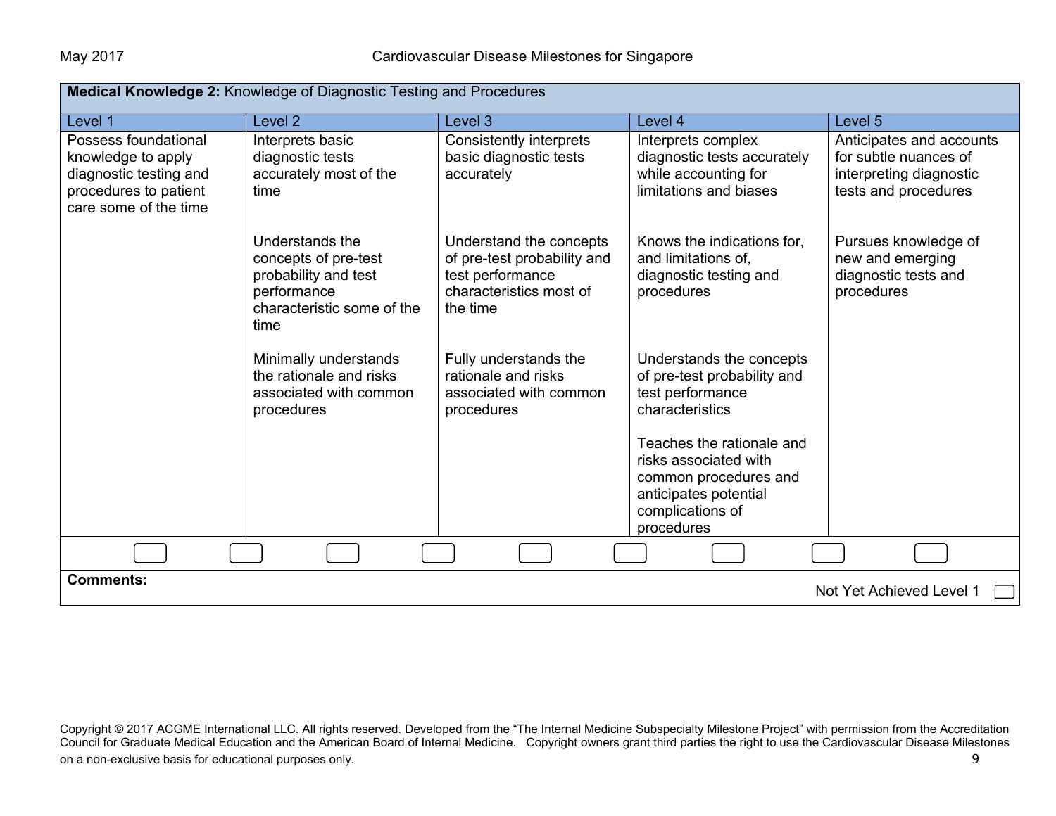| **Medical Knowledge 2:** Knowledge of Diagnostic Testing and Procedures | | | | |
|---|---|---|---|---|
| Level 1 | Level 2 | Level 3 | Level 4 | Level 5 |
| Possess foundational knowledge to apply diagnostic testing and procedures to patient care some of the time | Interprets basic diagnostic tests accurately most of the time<br><br>Understands the concepts of pre-test probability and test performance characteristic some of the time<br><br>Minimally understands the rationale and risks associated with common procedures | Consistently interprets basic diagnostic tests accurately<br><br>Understand the concepts of pre-test probability and test performance characteristics most of the time<br><br>Fully understands the rationale and risks associated with common procedures | Interprets complex diagnostic tests accurately while accounting for limitations and biases<br><br>Knows the indications for, and limitations of, diagnostic testing and procedures<br><br>Understands the concepts of pre-test probability and test performance characteristics<br><br>Teaches the rationale and risks associated with common procedures and anticipates potential complications of procedures | Anticipates and accounts for subtle nuances of interpreting diagnostic tests and procedures<br><br>Pursues knowledge of new and emerging diagnostic tests and procedures |

**Comments:**

Not Yet Achieved Level 1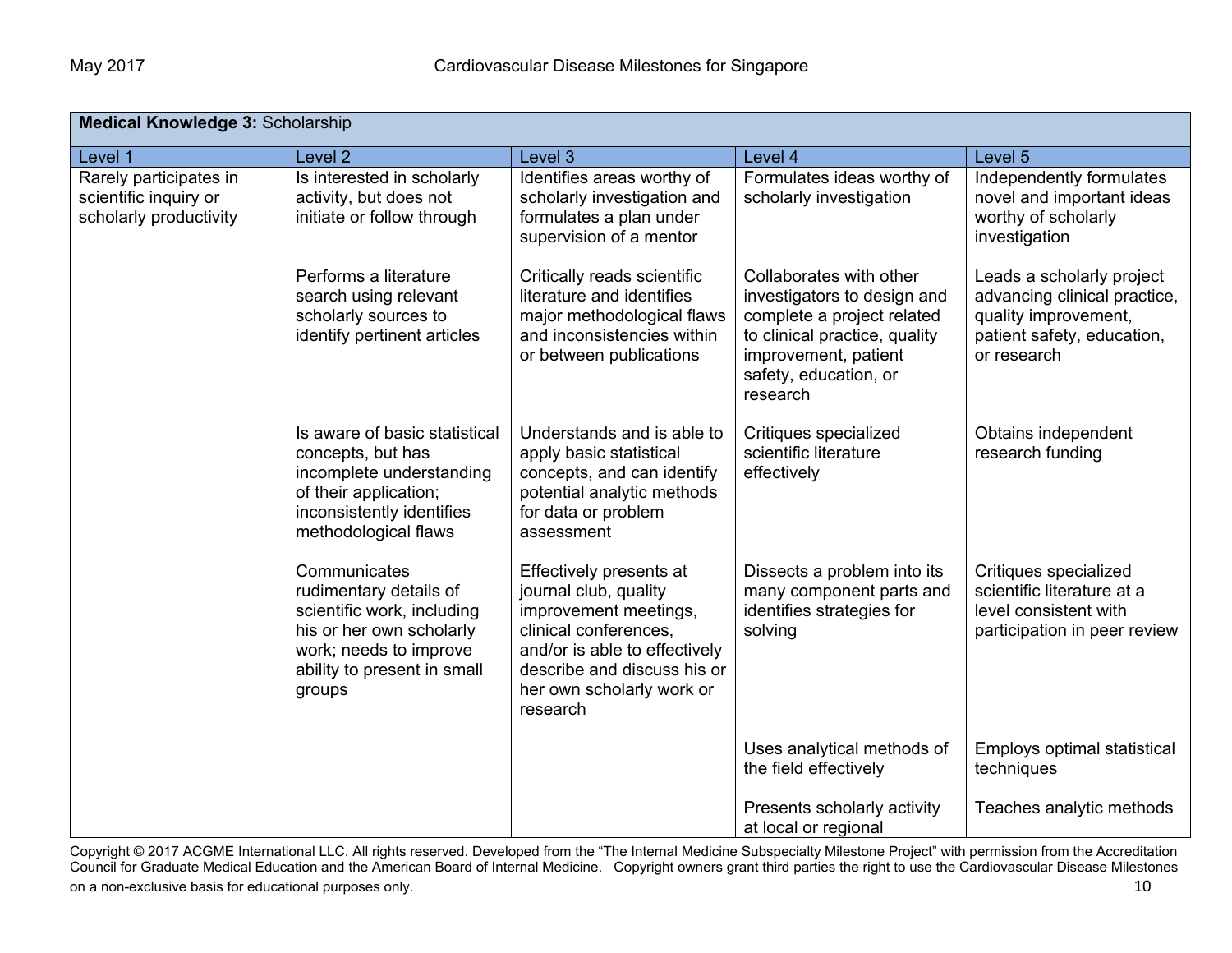| **Medical Knowledge 3:** Scholarship | | | | |
|---|---|---|---|---|
| Level 1 | Level 2 | Level 3 | Level 4 | Level 5 |
| Rarely participates in scientific inquiry or scholarly productivity | Is interested in scholarly activity, but does not initiate or follow through | Identifies areas worthy of scholarly investigation and formulates a plan under supervision of a mentor | Formulates ideas worthy of scholarly investigation | Independently formulates novel and important ideas worthy of scholarly investigation |
| | Performs a literature search using relevant scholarly sources to identify pertinent articles | Critically reads scientific literature and identifies major methodological flaws and inconsistencies within or between publications | Collaborates with other investigators to design and complete a project related to clinical practice, quality improvement, patient safety, education, or research | Leads a scholarly project advancing clinical practice, quality improvement, patient safety, education, or research |
| | Is aware of basic statistical concepts, but has incomplete understanding of their application; inconsistently identifies methodological flaws | Understands and is able to apply basic statistical concepts, and can identify potential analytic methods for data or problem assessment | Critiques specialized scientific literature effectively | Obtains independent research funding |
| | Communicates rudimentary details of scientific work, including his or her own scholarly work; needs to improve ability to present in small groups | Effectively presents at journal club, quality improvement meetings, clinical conferences, and/or is able to effectively describe and discuss his or her own scholarly work or research | Dissects a problem into its many component parts and identifies strategies for solving | Critiques specialized scientific literature at a level consistent with participation in peer review |
| | | | Uses analytical methods of the field effectively | Employs optimal statistical techniques |
| | | | Presents scholarly activity at local or regional | Teaches analytic methods |

Copyright © 2017 ACGME International LLC. All rights reserved. Developed from the "The Internal Medicine Subspecialty Milestone Project" with permission from the Accreditation Council for Graduate Medical Education and the American Board of Internal Medicine. Copyright owners grant third parties the right to use the Cardiovascular Disease Milestones on a non-exclusive basis for educational purposes only.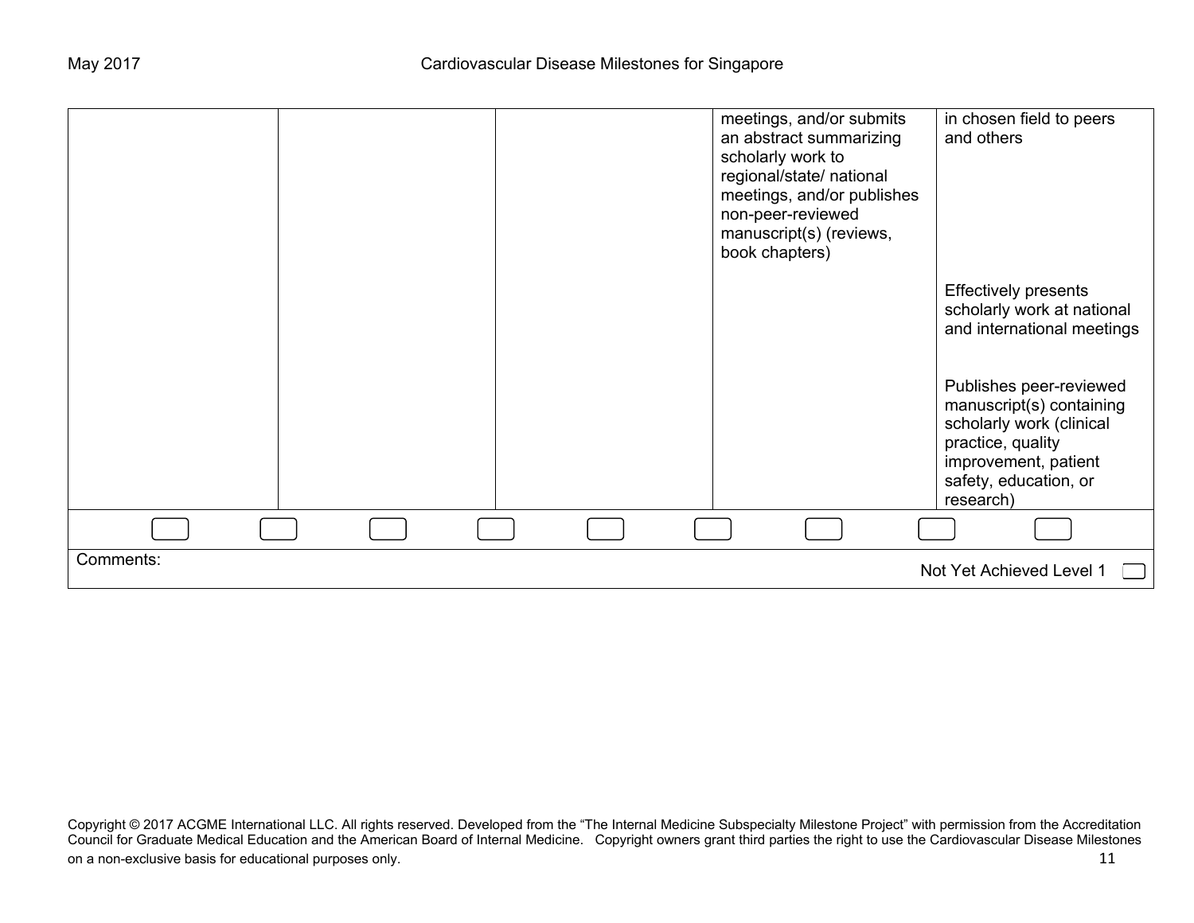| | | | | |
|---|---|---|---|---|
| | | | meetings, and/or submits an abstract summarizing scholarly work to regional/state/ national meetings, and/or publishes non-peer-reviewed manuscript(s) (reviews, book chapters) | in chosen field to peers and others<br><br>Effectively presents scholarly work at national and international meetings<br><br>Publishes peer-reviewed manuscript(s) containing scholarly work (clinical practice, quality improvement, patient safety, education, or research) |

Comments:

Not Yet Achieved Level 1

Copyright © 2017 ACGME International LLC. All rights reserved. Developed from the "The Internal Medicine Subspecialty Milestone Project" with permission from the Accreditation Council for Graduate Medical Education and the American Board of Internal Medicine. Copyright owners grant third parties the right to use the Cardiovascular Disease Milestones on a non-exclusive basis for educational purposes only.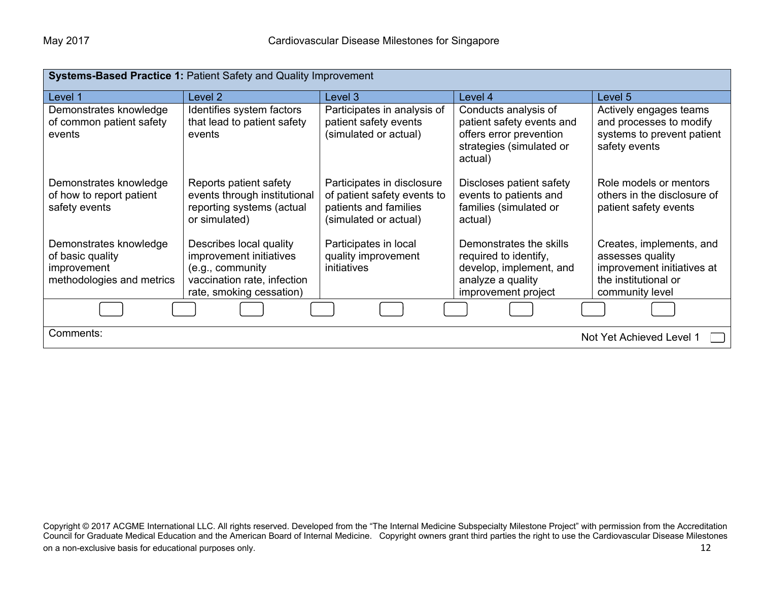| **Systems-Based Practice 1:** Patient Safety and Quality Improvement | | | | |
|---|---|---|---|---|
| Level 1 | Level 2 | Level 3 | Level 4 | Level 5 |
| Demonstrates knowledge of common patient safety events | Identifies system factors that lead to patient safety events | Participates in analysis of patient safety events (simulated or actual) | Conducts analysis of patient safety events and offers error prevention strategies (simulated or actual) | Actively engages teams and processes to modify systems to prevent patient safety events |
| Demonstrates knowledge of how to report patient safety events | Reports patient safety events through institutional reporting systems (actual or simulated) | Participates in disclosure of patient safety events to patients and families (simulated or actual) | Discloses patient safety events to patients and families (simulated or actual) | Role models or mentors others in the disclosure of patient safety events |
| Demonstrates knowledge of basic quality improvement methodologies and metrics | Describes local quality improvement initiatives (e.g., community vaccination rate, infection rate, smoking cessation) | Participates in local quality improvement initiatives | Demonstrates the skills required to identify, develop, implement, and analyze a quality improvement project | Creates, implements, and assesses quality improvement initiatives at the institutional or community level |

Comments:

Not Yet Achieved Level 1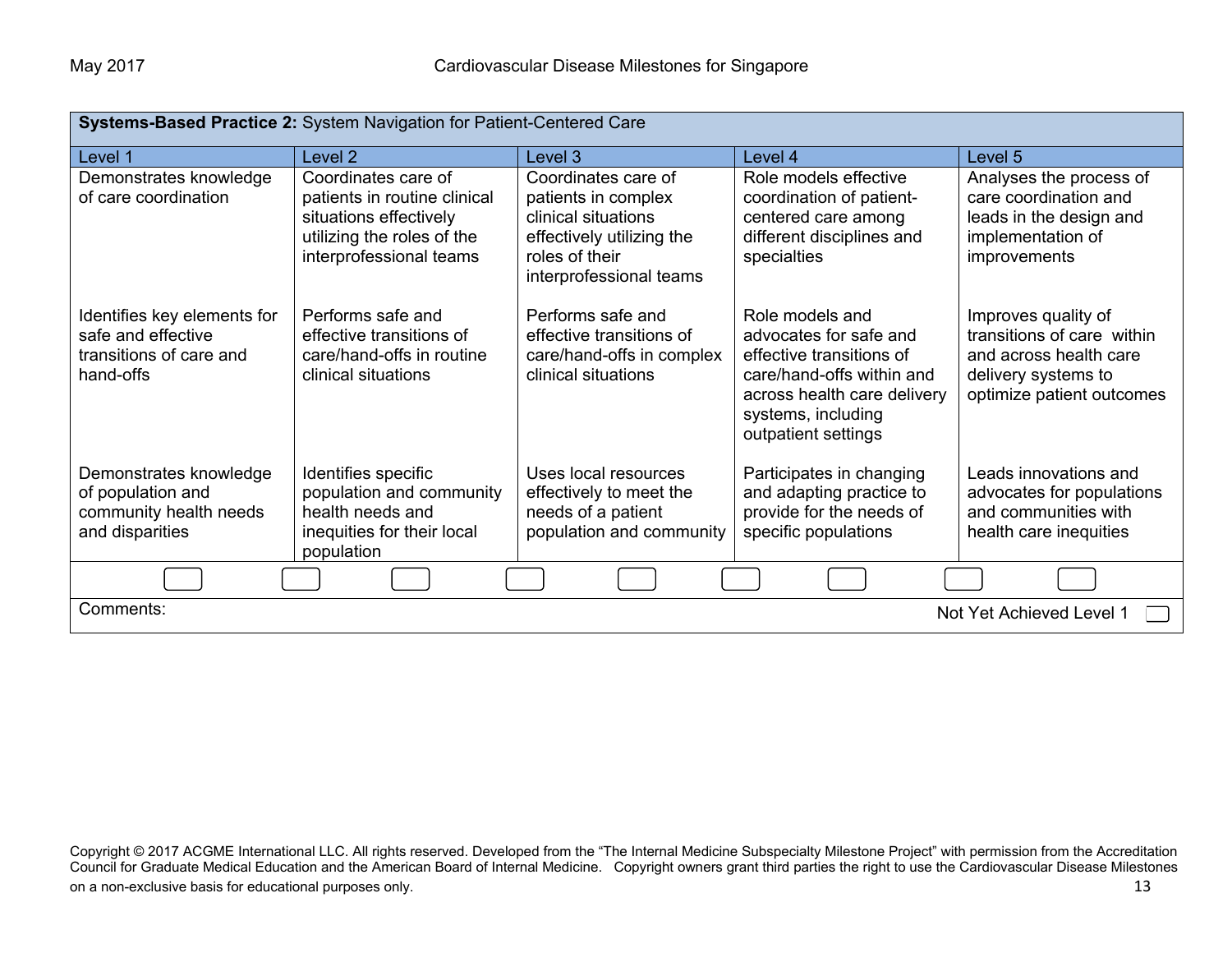**Systems-Based Practice 2:** System Navigation for Patient-Centered Care

| Level 1 | Level 2 | Level 3 | Level 4 | Level 5 |
|---|---|---|---|---|
| Demonstrates knowledge of care coordination | Coordinates care of patients in routine clinical situations effectively utilizing the roles of the interprofessional teams | Coordinates care of patients in complex clinical situations effectively utilizing the roles of their interprofessional teams | Role models effective coordination of patient-centered care among different disciplines and specialties | Analyses the process of care coordination and leads in the design and implementation of improvements |
| Identifies key elements for safe and effective transitions of care and hand-offs | Performs safe and effective transitions of care/hand-offs in routine clinical situations | Performs safe and effective transitions of care/hand-offs in complex clinical situations | Role models and advocates for safe and effective transitions of care/hand-offs within and across health care delivery systems, including outpatient settings | Improves quality of transitions of care within and across health care delivery systems to optimize patient outcomes |
| Demonstrates knowledge of population and community health needs and disparities | Identifies specific population and community health needs and inequities for their local population | Uses local resources effectively to meet the needs of a patient population and community | Participates in changing and adapting practice to provide for the needs of specific populations | Leads innovations and advocates for populations and communities with health care inequities |

Comments:

Not Yet Achieved Level 1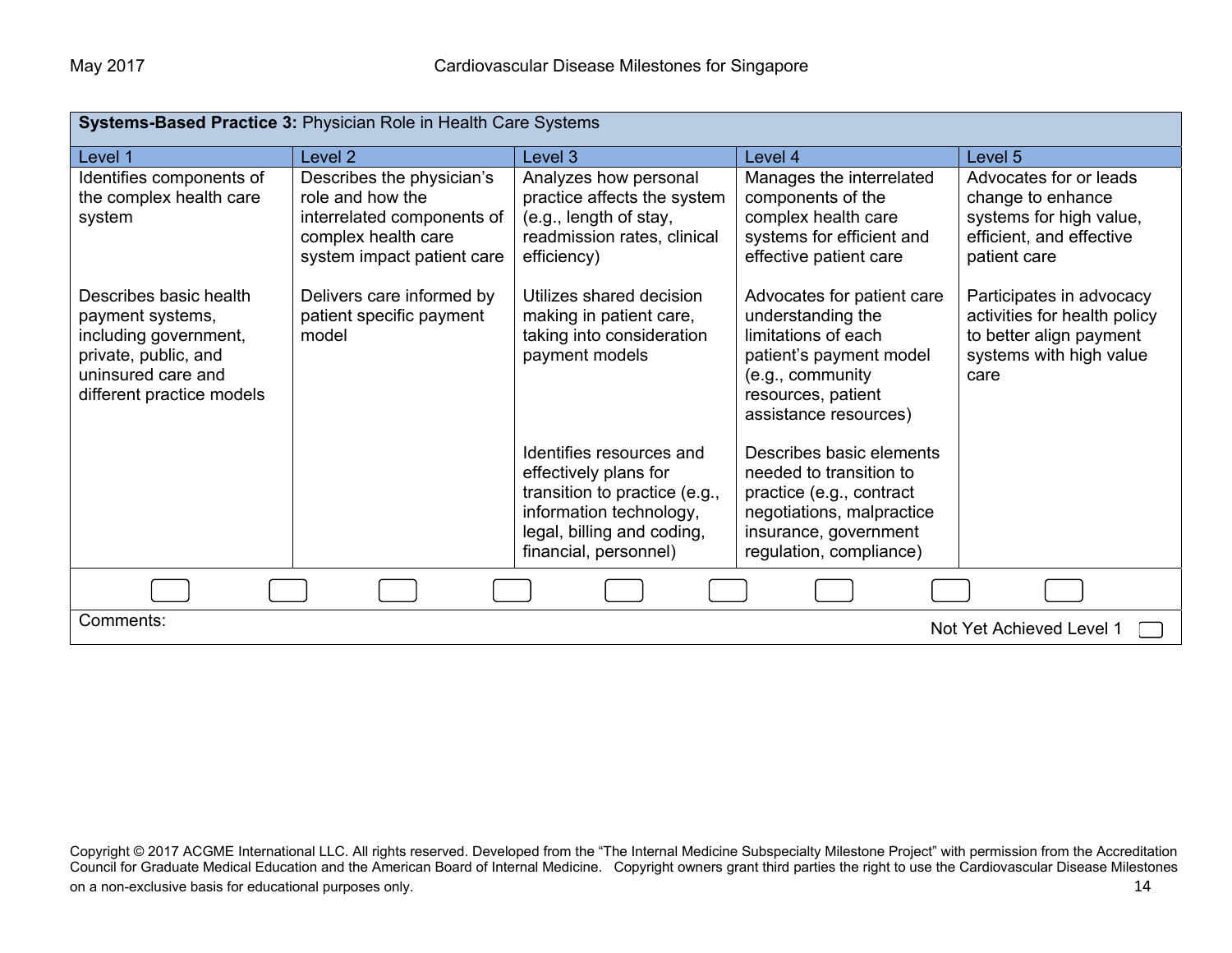| **Systems-Based Practice 3:** Physician Role in Health Care Systems | | | | |
|---|---|---|---|---|
| Level 1 | Level 2 | Level 3 | Level 4 | Level 5 |
| Identifies components of the complex health care system<br><br>Describes basic health payment systems, including government, private, public, and uninsured care and different practice models | Describes the physician's role and how the interrelated components of complex health care system impact patient care<br><br>Delivers care informed by patient specific payment model | Analyzes how personal practice affects the system (e.g., length of stay, readmission rates, clinical efficiency)<br><br>Utilizes shared decision making in patient care, taking into consideration payment models<br><br>Identifies resources and effectively plans for transition to practice (e.g., information technology, legal, billing and coding, financial, personnel) | Manages the interrelated components of the complex health care systems for efficient and effective patient care<br><br>Advocates for patient care understanding the limitations of each patient's payment model (e.g., community resources, patient assistance resources)<br><br>Describes basic elements needed to transition to practice (e.g., contract negotiations, malpractice insurance, government regulation, compliance) | Advocates for or leads change to enhance systems for high value, efficient, and effective patient care<br><br>Participates in advocacy activities for health policy to better align payment systems with high value care |

Comments:

Not Yet Achieved Level 1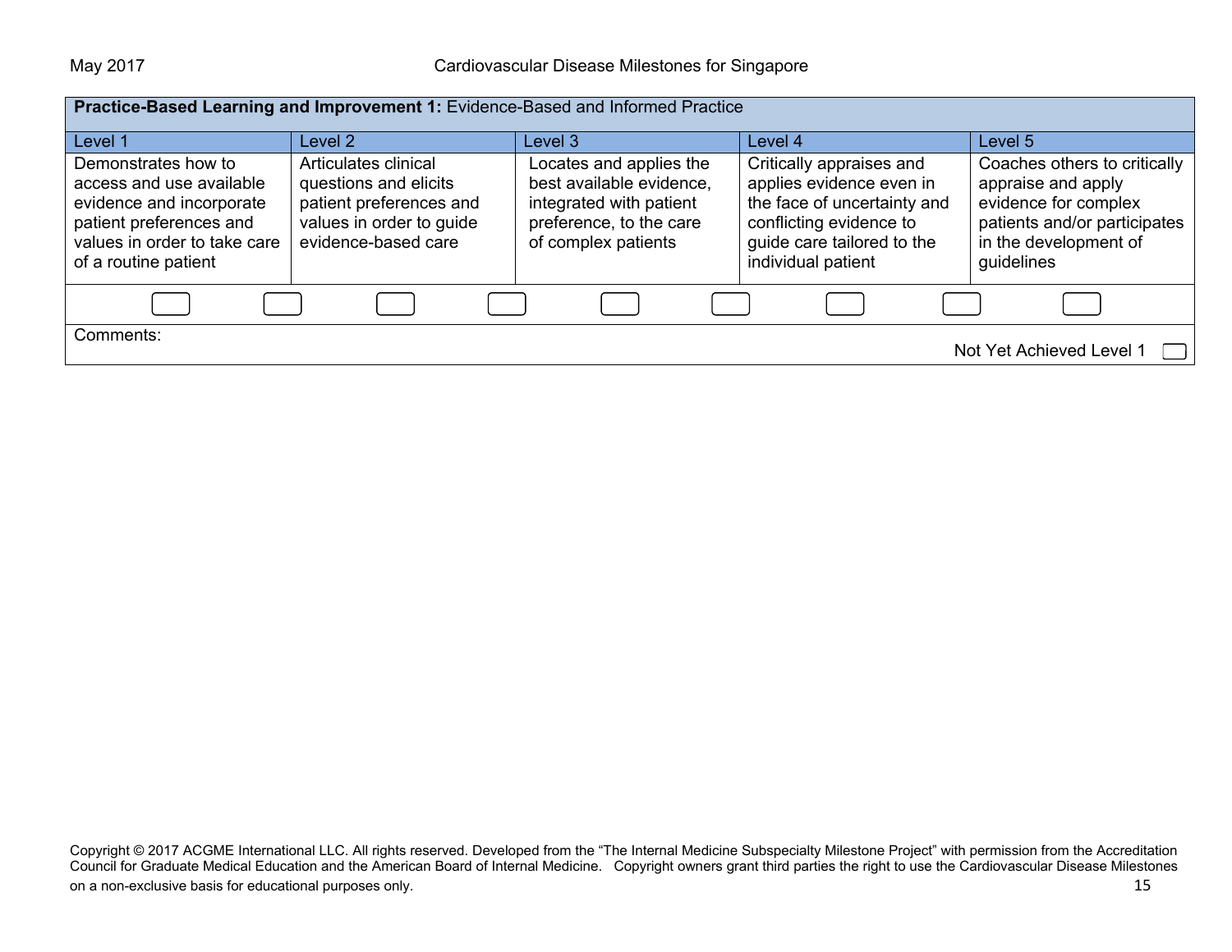| **Practice-Based Learning and Improvement 1:** Evidence-Based and Informed Practice | | | | |
|---|---|---|---|---|
| Level 1 | Level 2 | Level 3 | Level 4 | Level 5 |
| Demonstrates how to access and use available evidence and incorporate patient preferences and values in order to take care of a routine patient | Articulates clinical questions and elicits patient preferences and values in order to guide evidence-based care | Locates and applies the best available evidence, integrated with patient preference, to the care of complex patients | Critically appraises and applies evidence even in the face of uncertainty and conflicting evidence to guide care tailored to the individual patient | Coaches others to critically appraise and apply evidence for complex patients and/or participates in the development of guidelines |

Comments:

Not Yet Achieved Level 1

Copyright © 2017 ACGME International LLC. All rights reserved. Developed from the "The Internal Medicine Subspecialty Milestone Project" with permission from the Accreditation Council for Graduate Medical Education and the American Board of Internal Medicine. Copyright owners grant third parties the right to use the Cardiovascular Disease Milestones on a non-exclusive basis for educational purposes only.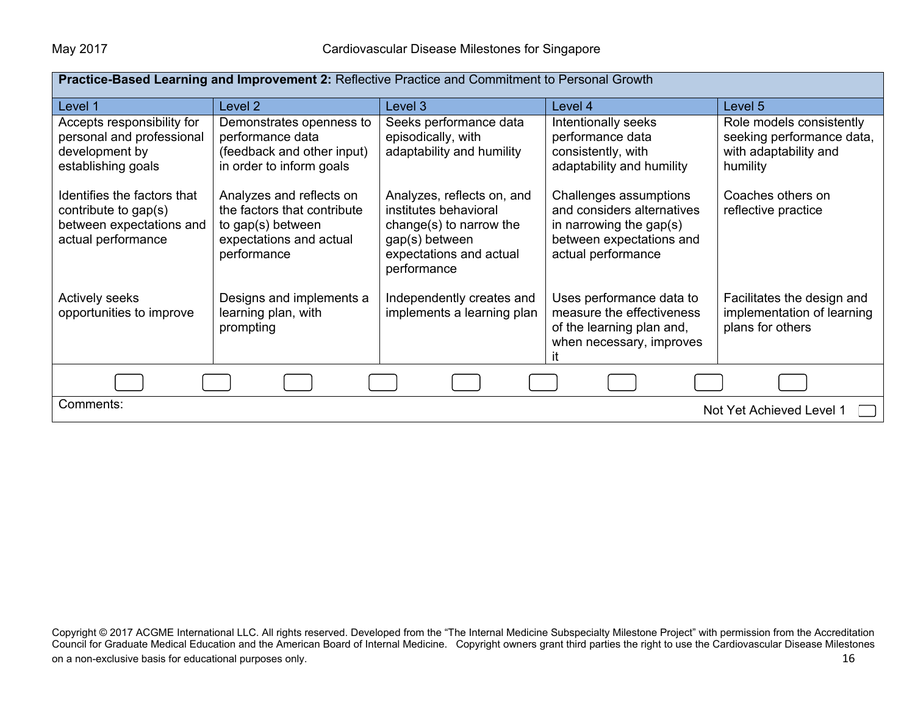| **Practice-Based Learning and Improvement 2:** Reflective Practice and Commitment to Personal Growth | | | | |
|---|---|---|---|---|
| Level 1 | Level 2 | Level 3 | Level 4 | Level 5 |
| Accepts responsibility for personal and professional development by establishing goals | Demonstrates openness to performance data (feedback and other input) in order to inform goals | Seeks performance data episodically, with adaptability and humility | Intentionally seeks performance data consistently, with adaptability and humility | Role models consistently seeking performance data, with adaptability and humility |
| Identifies the factors that contribute to gap(s) between expectations and actual performance | Analyzes and reflects on the factors that contribute to gap(s) between expectations and actual performance | Analyzes, reflects on, and institutes behavioral change(s) to narrow the gap(s) between expectations and actual performance | Challenges assumptions and considers alternatives in narrowing the gap(s) between expectations and actual performance | Coaches others on reflective practice |
| Actively seeks opportunities to improve | Designs and implements a learning plan, with prompting | Independently creates and implements a learning plan | Uses performance data to measure the effectiveness of the learning plan and, when necessary, improves it | Facilitates the design and implementation of learning plans for others |

Comments:

Not Yet Achieved Level 1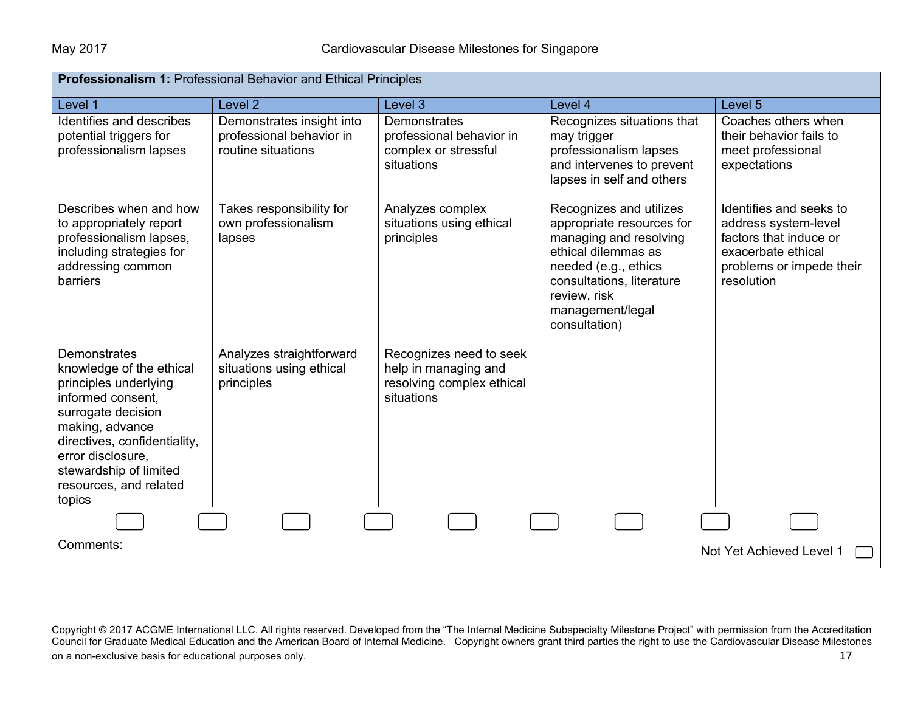| Professionalism 1: Professional Behavior and Ethical Principles | | | | |
|---|---|---|---|---|
| Level 1 | Level 2 | Level 3 | Level 4 | Level 5 |
| Identifies and describes potential triggers for professionalism lapses | Demonstrates insight into professional behavior in routine situations | Demonstrates professional behavior in complex or stressful situations | Recognizes situations that may trigger professionalism lapses and intervenes to prevent lapses in self and others | Coaches others when their behavior fails to meet professional expectations |
| Describes when and how to appropriately report professionalism lapses, including strategies for addressing common barriers | Takes responsibility for own professionalism lapses | Analyzes complex situations using ethical principles | Recognizes and utilizes appropriate resources for managing and resolving ethical dilemmas as needed (e.g., ethics consultations, literature review, risk management/legal consultation) | Identifies and seeks to address system-level factors that induce or exacerbate ethical problems or impede their resolution |
| Demonstrates knowledge of the ethical principles underlying informed consent, surrogate decision making, advance directives, confidentiality, error disclosure, stewardship of limited resources, and related topics | Analyzes straightforward situations using ethical principles | Recognizes need to seek help in managing and resolving complex ethical situations | | |

Comments:

Not Yet Achieved Level 1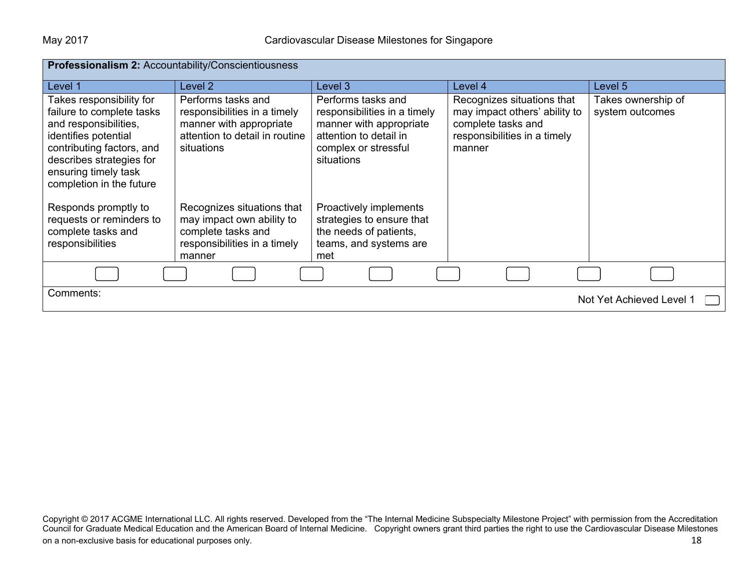**Professionalism 2:** Accountability/Conscientiousness

| Level 1 | Level 2 | Level 3 | Level 4 | Level 5 |
|---|---|---|---|---|
| Takes responsibility for failure to complete tasks and responsibilities, identifies potential contributing factors, and describes strategies for ensuring timely task completion in the future<br><br>Responds promptly to requests or reminders to complete tasks and responsibilities | Performs tasks and responsibilities in a timely manner with appropriate attention to detail in routine situations<br><br>Recognizes situations that may impact own ability to complete tasks and responsibilities in a timely manner | Performs tasks and responsibilities in a timely manner with appropriate attention to detail in complex or stressful situations<br><br>Proactively implements strategies to ensure that the needs of patients, teams, and systems are met | Recognizes situations that may impact others' ability to complete tasks and responsibilities in a timely manner | Takes ownership of system outcomes |

Comments:

Not Yet Achieved Level 1

Copyright © 2017 ACGME International LLC. All rights reserved. Developed from the "The Internal Medicine Subspecialty Milestone Project" with permission from the Accreditation Council for Graduate Medical Education and the American Board of Internal Medicine. Copyright owners grant third parties the right to use the Cardiovascular Disease Milestones on a non-exclusive basis for educational purposes only.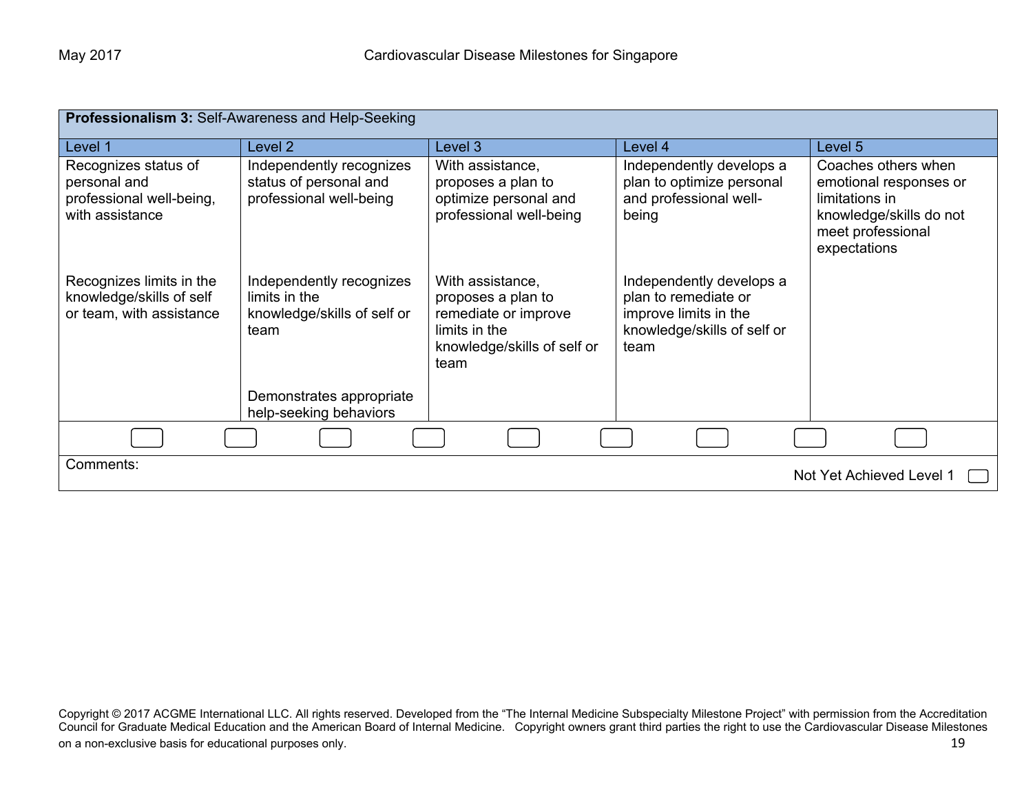| **Professionalism 3:** Self-Awareness and Help-Seeking | | | | |
|---|---|---|---|---|
| Level 1 | Level 2 | Level 3 | Level 4 | Level 5 |
| Recognizes status of personal and professional well-being, with assistance | Independently recognizes status of personal and professional well-being | With assistance, proposes a plan to optimize personal and professional well-being | Independently develops a plan to optimize personal and professional well-being | Coaches others when emotional responses or limitations in knowledge/skills do not meet professional expectations |
| Recognizes limits in the knowledge/skills of self or team, with assistance | Independently recognizes limits in the knowledge/skills of self or team | With assistance, proposes a plan to remediate or improve limits in the knowledge/skills of self or team | Independently develops a plan to remediate or improve limits in the knowledge/skills of self or team | |
| | Demonstrates appropriate help-seeking behaviors | | | |

Comments:

Not Yet Achieved Level 1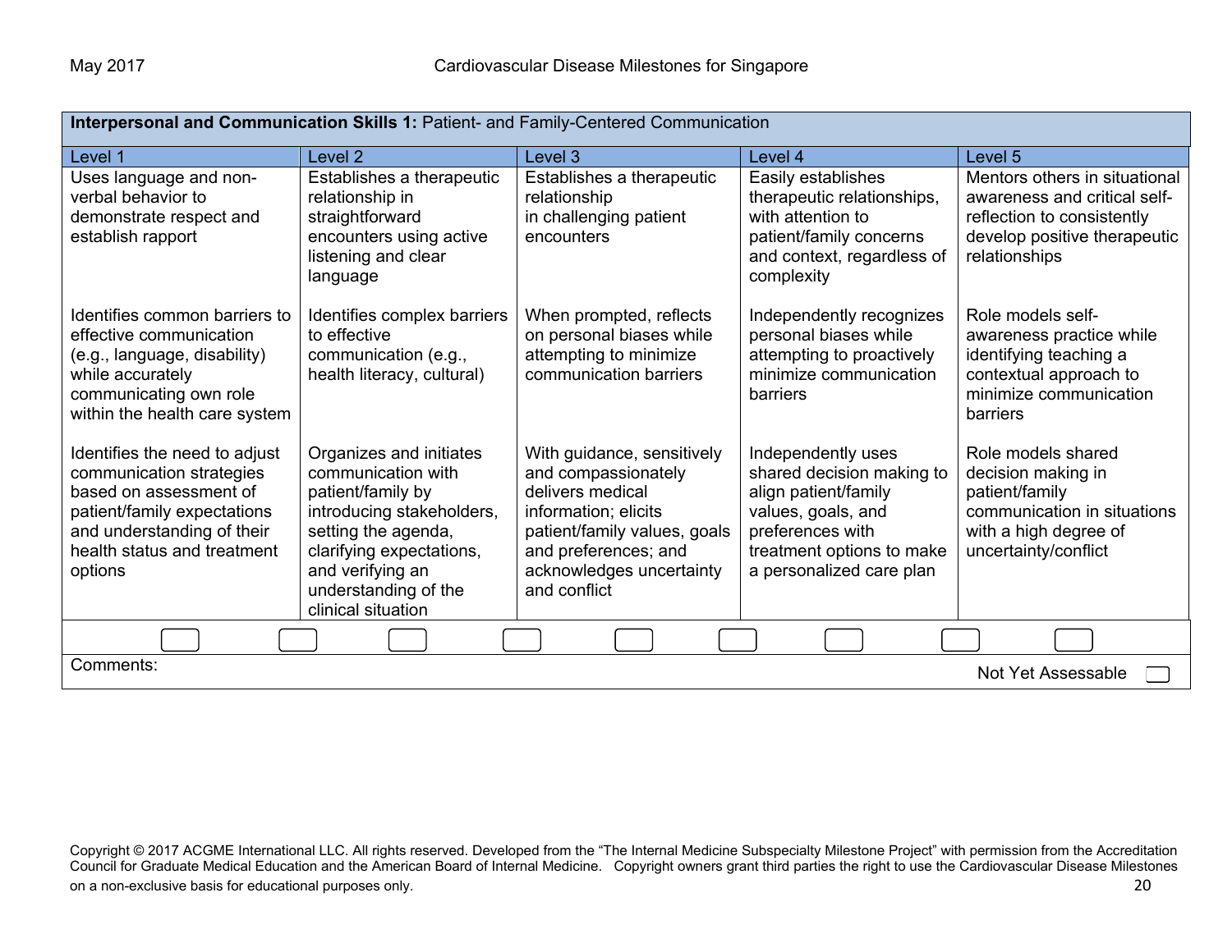| **Interpersonal and Communication Skills 1:** Patient- and Family-Centered Communication | | | | |
|---|---|---|---|---|
| Level 1 | Level 2 | Level 3 | Level 4 | Level 5 |
| Uses language and non-verbal behavior to demonstrate respect and establish rapport | Establishes a therapeutic relationship in straightforward encounters using active listening and clear language | Establishes a therapeutic relationship in challenging patient encounters | Easily establishes therapeutic relationships, with attention to patient/family concerns and context, regardless of complexity | Mentors others in situational awareness and critical self-reflection to consistently develop positive therapeutic relationships |
| Identifies common barriers to effective communication (e.g., language, disability) while accurately communicating own role within the health care system | Identifies complex barriers to effective communication (e.g., health literacy, cultural) | When prompted, reflects on personal biases while attempting to minimize communication barriers | Independently recognizes personal biases while attempting to proactively minimize communication barriers | Role models self-awareness practice while identifying teaching a contextual approach to minimize communication barriers |
| Identifies the need to adjust communication strategies based on assessment of patient/family expectations and understanding of their health status and treatment options | Organizes and initiates communication with patient/family by introducing stakeholders, setting the agenda, clarifying expectations, and verifying an understanding of the clinical situation | With guidance, sensitively and compassionately delivers medical information; elicits patient/family values, goals and preferences; and acknowledges uncertainty and conflict | Independently uses shared decision making to align patient/family values, goals, and preferences with treatment options to make a personalized care plan | Role models shared decision making in patient/family communication in situations with a high degree of uncertainty/conflict |

Comments:

Not Yet Assessable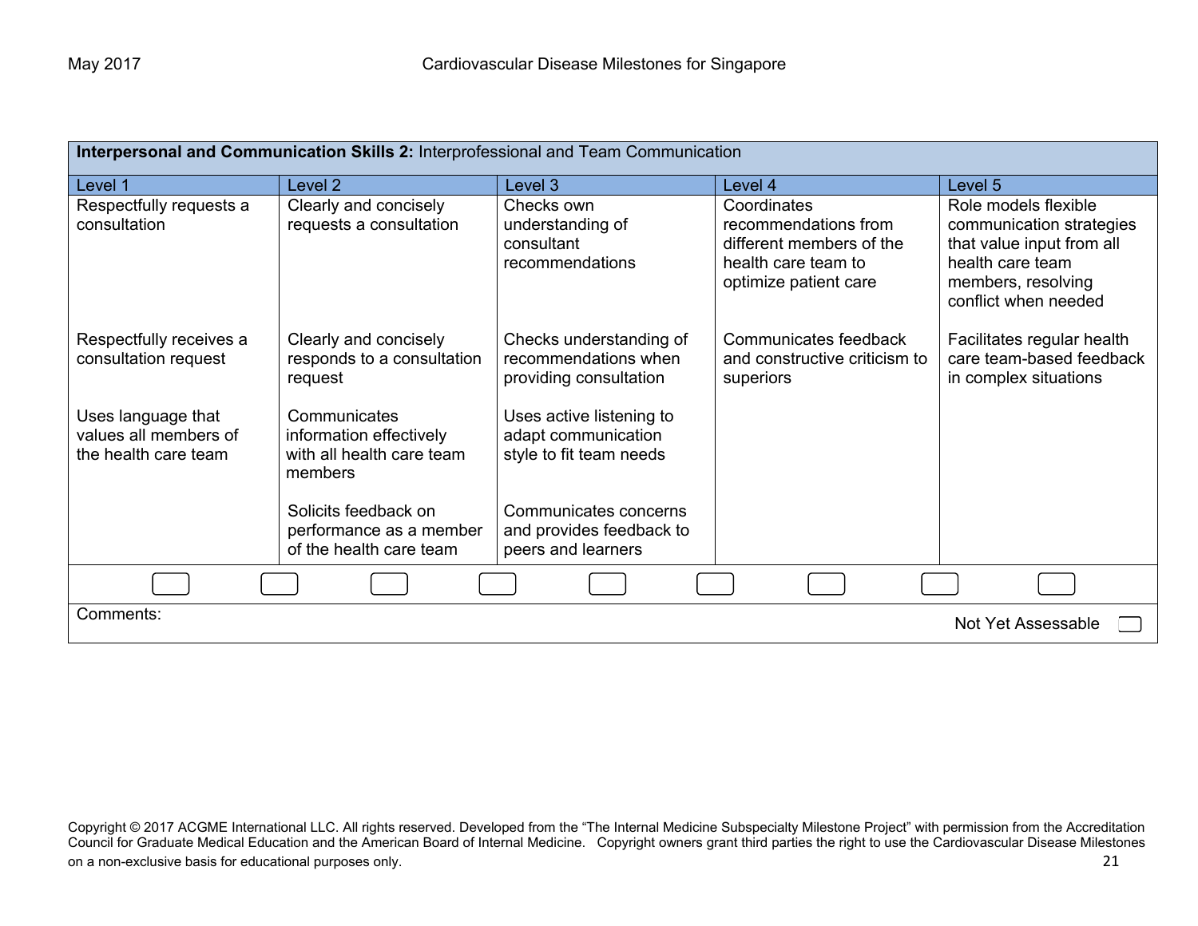| **Interpersonal and Communication Skills 2:** Interprofessional and Team Communication | | | | |
|---|---|---|---|---|
| Level 1 | Level 2 | Level 3 | Level 4 | Level 5 |
| Respectfully requests a consultation | Clearly and concisely requests a consultation | Checks own understanding of consultant recommendations | Coordinates recommendations from different members of the health care team to optimize patient care | Role models flexible communication strategies that value input from all health care team members, resolving conflict when needed |
| Respectfully receives a consultation request | Clearly and concisely responds to a consultation request | Checks understanding of recommendations when providing consultation | Communicates feedback and constructive criticism to superiors | Facilitates regular health care team-based feedback in complex situations |
| Uses language that values all members of the health care team | Communicates information effectively with all health care team members | Uses active listening to adapt communication style to fit team needs | | |
| | Solicits feedback on performance as a member of the health care team | Communicates concerns and provides feedback to peers and learners | | |

Comments:

Not Yet Assessable

Copyright © 2017 ACGME International LLC. All rights reserved. Developed from the "The Internal Medicine Subspecialty Milestone Project" with permission from the Accreditation Council for Graduate Medical Education and the American Board of Internal Medicine. Copyright owners grant third parties the right to use the Cardiovascular Disease Milestones on a non-exclusive basis for educational purposes only.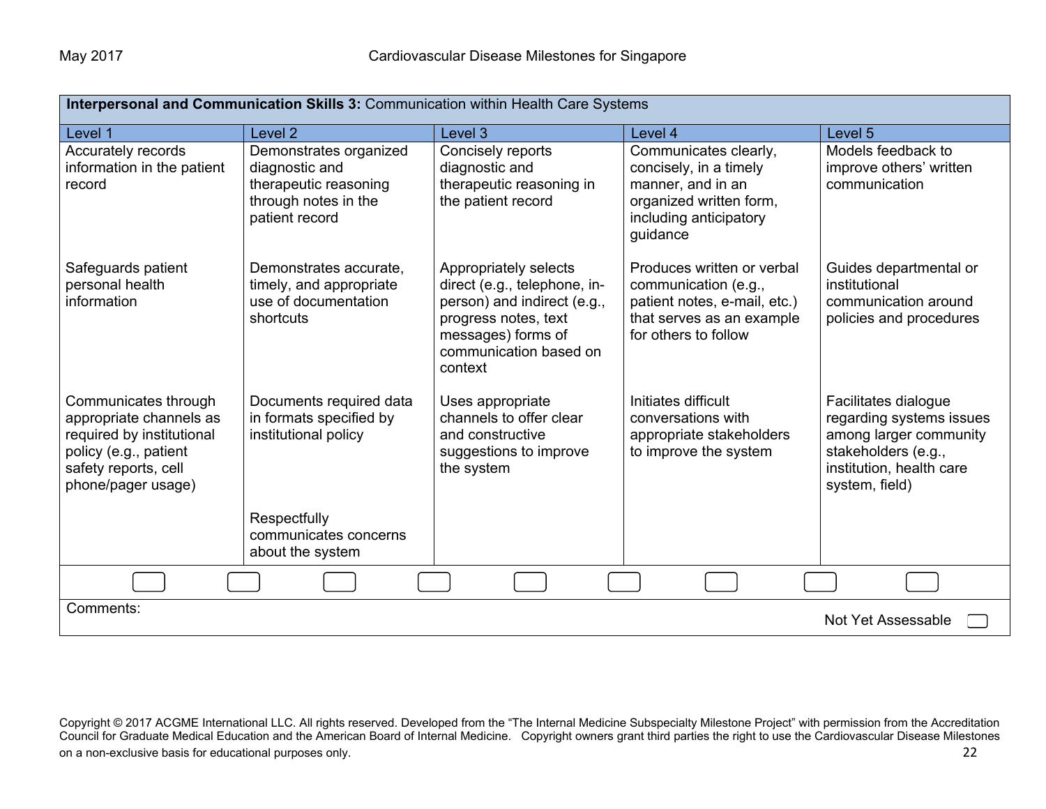| Interpersonal and Communication Skills 3: Communication within Health Care Systems | | | | |
|---|---|---|---|---|
| Level 1 | Level 2 | Level 3 | Level 4 | Level 5 |
| Accurately records information in the patient record | Demonstrates organized diagnostic and therapeutic reasoning through notes in the patient record | Concisely reports diagnostic and therapeutic reasoning in the patient record | Communicates clearly, concisely, in a timely manner, and in an organized written form, including anticipatory guidance | Models feedback to improve others' written communication |
| Safeguards patient personal health information | Demonstrates accurate, timely, and appropriate use of documentation shortcuts | Appropriately selects direct (e.g., telephone, in-person) and indirect (e.g., progress notes, text messages) forms of communication based on context | Produces written or verbal communication (e.g., patient notes, e-mail, etc.) that serves as an example for others to follow | Guides departmental or institutional communication around policies and procedures |
| Communicates through appropriate channels as required by institutional policy (e.g., patient safety reports, cell phone/pager usage) | Documents required data in formats specified by institutional policy | Uses appropriate channels to offer clear and constructive suggestions to improve the system | Initiates difficult conversations with appropriate stakeholders to improve the system | Facilitates dialogue regarding systems issues among larger community stakeholders (e.g., institution, health care system, field) |
| | Respectfully communicates concerns about the system | | | |

Comments:

Not Yet Assessable